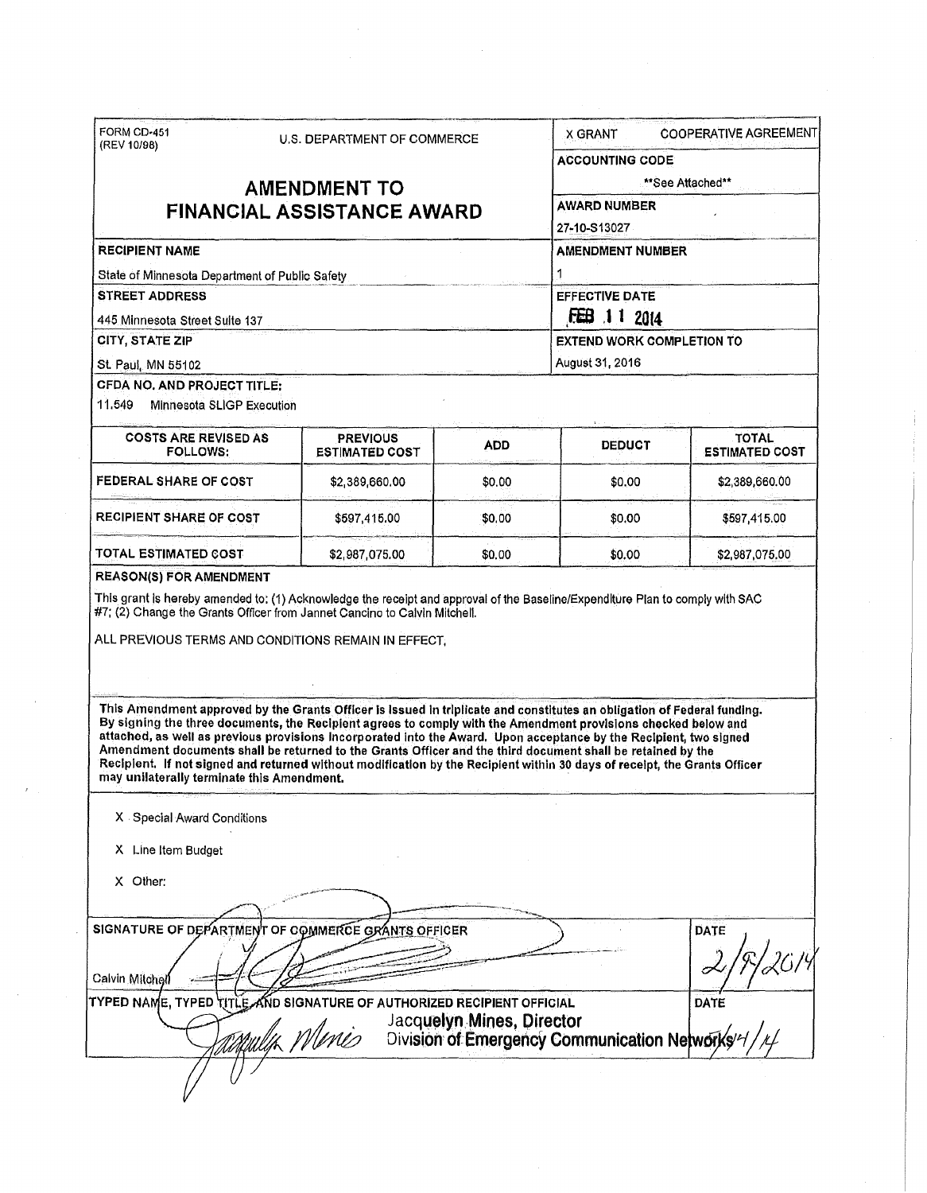FORM CD-451
(REV 10/98)

U.S. DEPARTMENT OF COMMERCE

# AMENDMENT TO FINANCIAL ASSISTANCE AWARD

X GRANT    COOPERATIVE AGREEMENT

**ACCOUNTING CODE**

**See Attached**

**AWARD NUMBER**

27-10-S13027

**RECIPIENT NAME**

State of Minnesota Department of Public Safety

**AMENDMENT NUMBER**

1

**STREET ADDRESS**

445 Minnesota Street Suite 137

**EFFECTIVE DATE**

FEB 11 2014

**CITY, STATE ZIP**

St. Paul, MN 55102

**EXTEND WORK COMPLETION TO**

August 31, 2016

**CFDA NO. AND PROJECT TITLE:**

11.549 Minnesota SLIGP Execution

| COSTS ARE REVISED AS FOLLOWS: | PREVIOUS ESTIMATED COST | ADD | DEDUCT | TOTAL ESTIMATED COST |
|---|---|---|---|---|
| FEDERAL SHARE OF COST | $2,389,660.00 | $0.00 | $0.00 | $2,389,660.00 |
| RECIPIENT SHARE OF COST | $597,415.00 | $0.00 | $0.00 | $597,415.00 |
| TOTAL ESTIMATED COST | $2,987,075.00 | $0.00 | $0.00 | $2,987,075.00 |

**REASON(S) FOR AMENDMENT**

This grant is hereby amended to: (1) Acknowledge the receipt and approval of the Baseline/Expenditure Plan to comply with SAC #7; (2) Change the Grants Officer from Jannet Cancino to Calvin Mitchell.

ALL PREVIOUS TERMS AND CONDITIONS REMAIN IN EFFECT.

**This Amendment approved by the Grants Officer is issued in triplicate and constitutes an obligation of Federal funding. By signing the three documents, the Recipient agrees to comply with the Amendment provisions checked below and attached, as well as previous provisions incorporated into the Award. Upon acceptance by the Recipient, two signed Amendment documents shall be returned to the Grants Officer and the third document shall be retained by the Recipient. If not signed and returned without modification by the Recipient within 30 days of receipt, the Grants Officer may unilaterally terminate this Amendment.**

X Special Award Conditions

X Line Item Budget

X Other:

**SIGNATURE OF DEPARTMENT OF COMMERCE GRANTS OFFICER**

Calvin Mitchell

**DATE**

2/5/2014

**TYPED NAME, TYPED TITLE, AND SIGNATURE OF AUTHORIZED RECIPIENT OFFICIAL**

Jacquelyn Mines, Director
Division of Emergency Communication Networks

**DATE**

2/4/14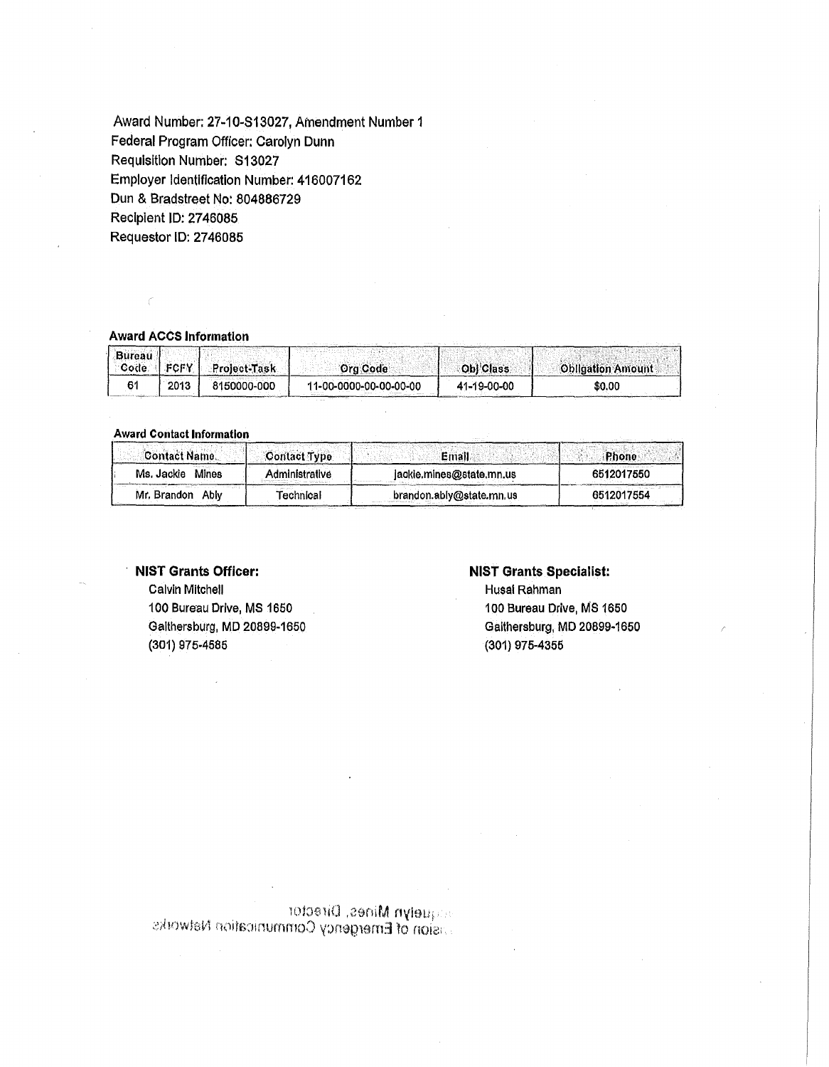Award Number: 27-10-S13027, Amendment Number 1
Federal Program Officer: Carolyn Dunn
Requisition Number: S13027
Employer Identification Number: 416007162
Dun & Bradstreet No: 804886729
Recipient ID: 2746085
Requestor ID: 2746085

**Award ACCS Information**

| Bureau Code | FCFY | Project-Task | Org Code | Obj Class | Obligation Amount |
|---|---|---|---|---|---|
| 61 | 2013 | 8150000-000 | 11-00-0000-00-00-00-00 | 41-19-00-00 | $0.00 |

**Award Contact Information**

| Contact Name | Contact Type | Email | Phone |
|---|---|---|---|
| Ms. Jackie Mines | Administrative | jackie.mines@state.mn.us | 6512017550 |
| Mr. Brandon Ably | Technical | brandon.ably@state.mn.us | 6512017554 |

**NIST Grants Officer:**
Calvin Mitchell
100 Bureau Drive, MS 1650
Gaithersburg, MD 20899-1650
(301) 975-4585

**NIST Grants Specialist:**
Husai Rahman
100 Bureau Drive, MS 1650
Gaithersburg, MD 20899-1650
(301) 975-4355